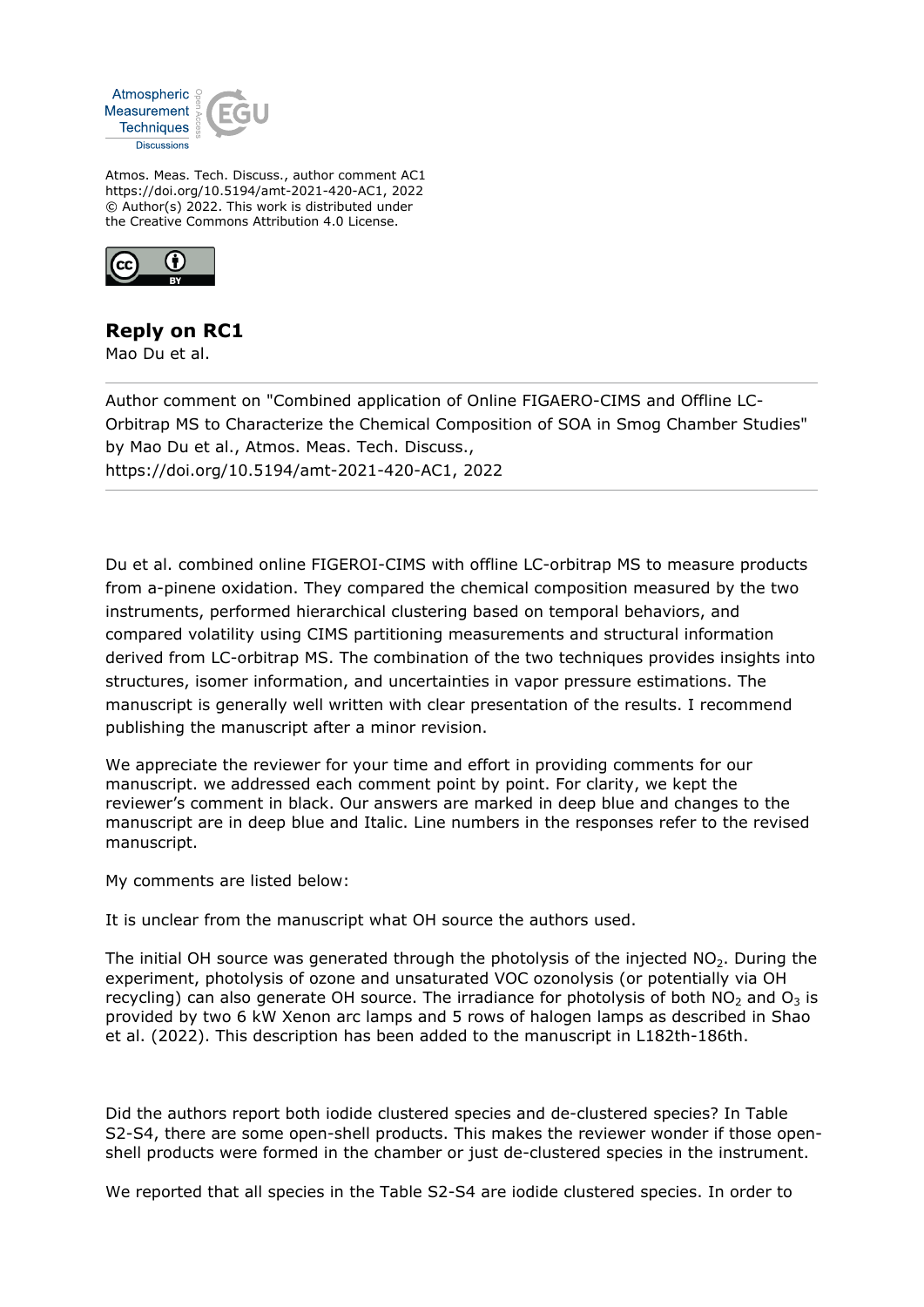Atmos. Meas. Tech. Discuss., author comment AC1
https://doi.org/10.5194/amt-2021-420-AC1, 2022
© Author(s) 2022. This work is distributed under
the Creative Commons Attribution 4.0 License.

## Reply on RC1

Mao Du et al.

Author comment on "Combined application of Online FIGAERO-CIMS and Offline LC-Orbitrap MS to Characterize the Chemical Composition of SOA in Smog Chamber Studies" by Mao Du et al., Atmos. Meas. Tech. Discuss., https://doi.org/10.5194/amt-2021-420-AC1, 2022

Du et al. combined online FIGEROI-CIMS with offline LC-orbitrap MS to measure products from a-pinene oxidation. They compared the chemical composition measured by the two instruments, performed hierarchical clustering based on temporal behaviors, and compared volatility using CIMS partitioning measurements and structural information derived from LC-orbitrap MS. The combination of the two techniques provides insights into structures, isomer information, and uncertainties in vapor pressure estimations. The manuscript is generally well written with clear presentation of the results. I recommend publishing the manuscript after a minor revision.

We appreciate the reviewer for your time and effort in providing comments for our manuscript. we addressed each comment point by point. For clarity, we kept the reviewer's comment in black. Our answers are marked in deep blue and changes to the manuscript are in deep blue and Italic. Line numbers in the responses refer to the revised manuscript.

My comments are listed below:

It is unclear from the manuscript what OH source the authors used.

The initial OH source was generated through the photolysis of the injected $NO_2$. During the experiment, photolysis of ozone and unsaturated VOC ozonolysis (or potentially via OH recycling) can also generate OH source. The irradiance for photolysis of both $NO_2$ and $O_3$ is provided by two 6 kW Xenon arc lamps and 5 rows of halogen lamps as described in Shao et al. (2022). This description has been added to the manuscript in L182th-186th.

Did the authors report both iodide clustered species and de-clustered species? In Table S2-S4, there are some open-shell products. This makes the reviewer wonder if those open-shell products were formed in the chamber or just de-clustered species in the instrument.

We reported that all species in the Table S2-S4 are iodide clustered species. In order to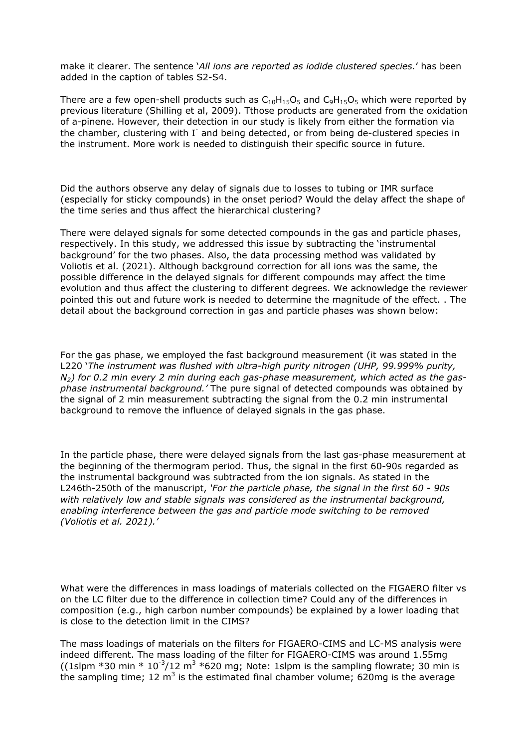make it clearer. The sentence '*All ions are reported as iodide clustered species.*' has been added in the caption of tables S2-S4.

There are a few open-shell products such as $C_{10}H_{15}O_5$ and $C_9H_{15}O_5$ which were reported by previous literature (Shilling et al, 2009). Tthose products are generated from the oxidation of a-pinene. However, their detection in our study is likely from either the formation via the chamber, clustering with $I^-$ and being detected, or from being de-clustered species in the instrument. More work is needed to distinguish their specific source in future.

Did the authors observe any delay of signals due to losses to tubing or IMR surface (especially for sticky compounds) in the onset period? Would the delay affect the shape of the time series and thus affect the hierarchical clustering?

There were delayed signals for some detected compounds in the gas and particle phases, respectively. In this study, we addressed this issue by subtracting the 'instrumental background' for the two phases. Also, the data processing method was validated by Voliotis et al. (2021). Although background correction for all ions was the same, the possible difference in the delayed signals for different compounds may affect the time evolution and thus affect the clustering to different degrees. We acknowledge the reviewer pointed this out and future work is needed to determine the magnitude of the effect. . The detail about the background correction in gas and particle phases was shown below:

For the gas phase, we employed the fast background measurement (it was stated in the L220 '*The instrument was flushed with ultra-high purity nitrogen (UHP, 99.999% purity, $N_2$) for 0.2 min every 2 min during each gas-phase measurement, which acted as the gas-phase instrumental background.*' The pure signal of detected compounds was obtained by the signal of 2 min measurement subtracting the signal from the 0.2 min instrumental background to remove the influence of delayed signals in the gas phase.

In the particle phase, there were delayed signals from the last gas-phase measurement at the beginning of the thermogram period. Thus, the signal in the first 60-90s regarded as the instrumental background was subtracted from the ion signals. As stated in the L246th-250th of the manuscript, *'For the particle phase, the signal in the first 60 - 90s with relatively low and stable signals was considered as the instrumental background, enabling interference between the gas and particle mode switching to be removed (Voliotis et al. 2021).'*

What were the differences in mass loadings of materials collected on the FIGAERO filter vs on the LC filter due to the difference in collection time? Could any of the differences in composition (e.g., high carbon number compounds) be explained by a lower loading that is close to the detection limit in the CIMS?

The mass loadings of materials on the filters for FIGAERO-CIMS and LC-MS analysis were indeed different. The mass loading of the filter for FIGAERO-CIMS was around 1.55mg ((1slpm *30 min * $10^{-3}$/12 $m^3$ *620 mg; Note: 1slpm is the sampling flowrate; 30 min is the sampling time; 12 $m^3$ is the estimated final chamber volume; 620mg is the average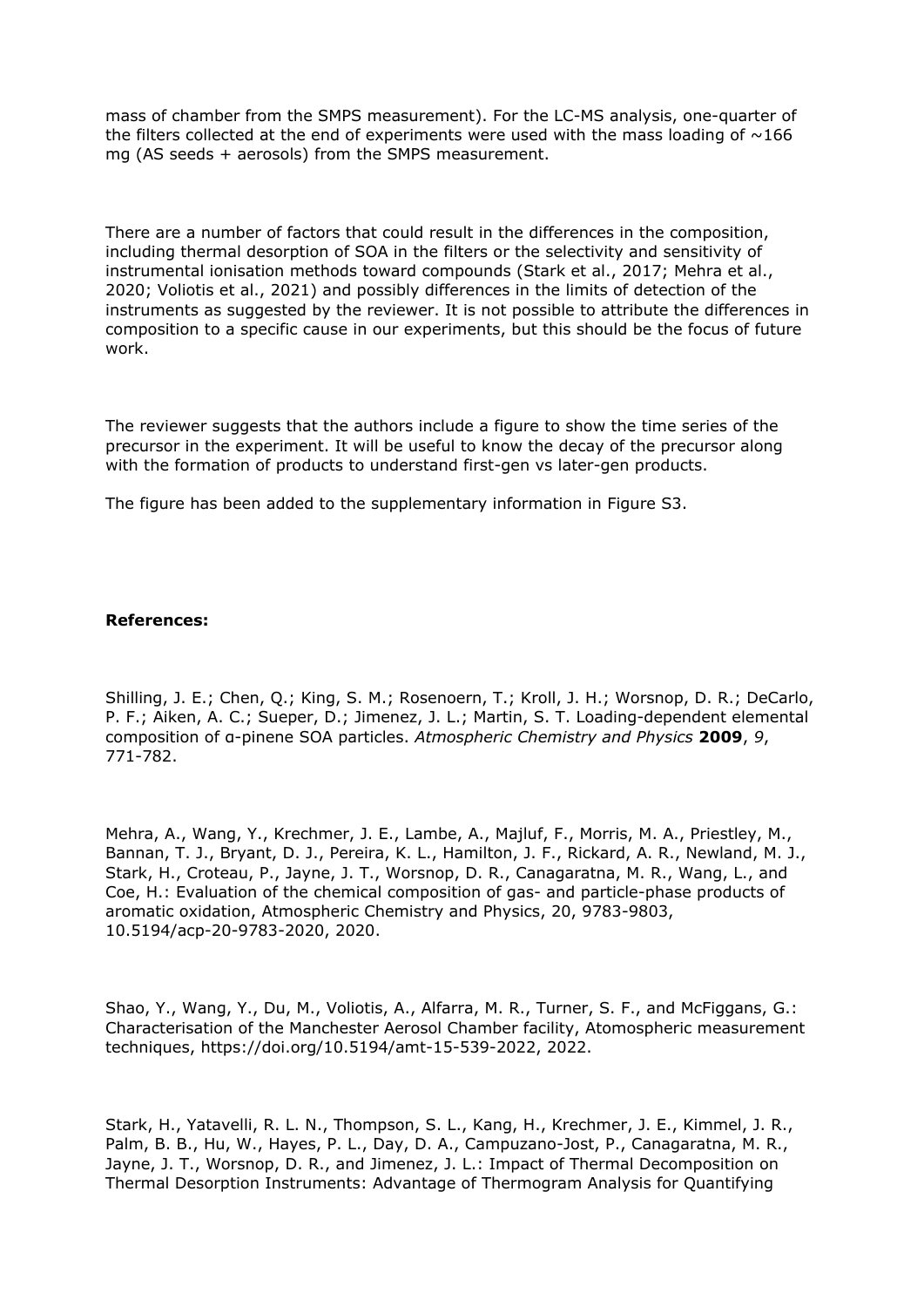mass of chamber from the SMPS measurement). For the LC-MS analysis, one-quarter of the filters collected at the end of experiments were used with the mass loading of ~166 mg (AS seeds + aerosols) from the SMPS measurement.

There are a number of factors that could result in the differences in the composition, including thermal desorption of SOA in the filters or the selectivity and sensitivity of instrumental ionisation methods toward compounds (Stark et al., 2017; Mehra et al., 2020; Voliotis et al., 2021) and possibly differences in the limits of detection of the instruments as suggested by the reviewer. It is not possible to attribute the differences in composition to a specific cause in our experiments, but this should be the focus of future work.

The reviewer suggests that the authors include a figure to show the time series of the precursor in the experiment. It will be useful to know the decay of the precursor along with the formation of products to understand first-gen vs later-gen products.

The figure has been added to the supplementary information in Figure S3.

**References:**

Shilling, J. E.; Chen, Q.; King, S. M.; Rosenoern, T.; Kroll, J. H.; Worsnop, D. R.; DeCarlo, P. F.; Aiken, A. C.; Sueper, D.; Jimenez, J. L.; Martin, S. T. Loading-dependent elemental composition of α-pinene SOA particles. *Atmospheric Chemistry and Physics* **2009**, *9*, 771-782.

Mehra, A., Wang, Y., Krechmer, J. E., Lambe, A., Majluf, F., Morris, M. A., Priestley, M., Bannan, T. J., Bryant, D. J., Pereira, K. L., Hamilton, J. F., Rickard, A. R., Newland, M. J., Stark, H., Croteau, P., Jayne, J. T., Worsnop, D. R., Canagaratna, M. R., Wang, L., and Coe, H.: Evaluation of the chemical composition of gas- and particle-phase products of aromatic oxidation, Atmospheric Chemistry and Physics, 20, 9783-9803, 10.5194/acp-20-9783-2020, 2020.

Shao, Y., Wang, Y., Du, M., Voliotis, A., Alfarra, M. R., Turner, S. F., and McFiggans, G.: Characterisation of the Manchester Aerosol Chamber facility, Atomospheric measurement techniques, https://doi.org/10.5194/amt-15-539-2022, 2022.

Stark, H., Yatavelli, R. L. N., Thompson, S. L., Kang, H., Krechmer, J. E., Kimmel, J. R., Palm, B. B., Hu, W., Hayes, P. L., Day, D. A., Campuzano-Jost, P., Canagaratna, M. R., Jayne, J. T., Worsnop, D. R., and Jimenez, J. L.: Impact of Thermal Decomposition on Thermal Desorption Instruments: Advantage of Thermogram Analysis for Quantifying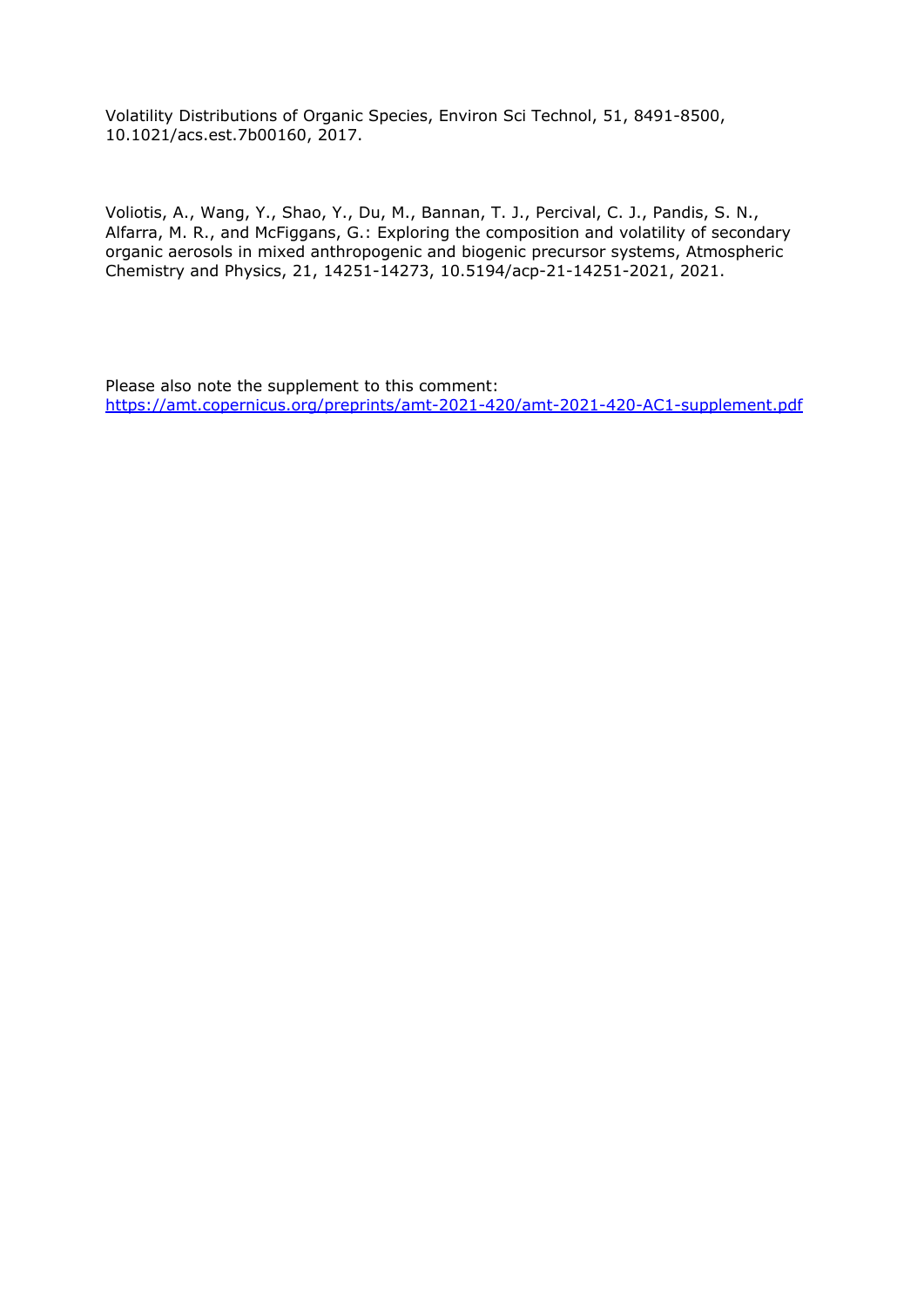Volatility Distributions of Organic Species, Environ Sci Technol, 51, 8491-8500, 10.1021/acs.est.7b00160, 2017.

Voliotis, A., Wang, Y., Shao, Y., Du, M., Bannan, T. J., Percival, C. J., Pandis, S. N., Alfarra, M. R., and McFiggans, G.: Exploring the composition and volatility of secondary organic aerosols in mixed anthropogenic and biogenic precursor systems, Atmospheric Chemistry and Physics, 21, 14251-14273, 10.5194/acp-21-14251-2021, 2021.

Please also note the supplement to this comment:
https://amt.copernicus.org/preprints/amt-2021-420/amt-2021-420-AC1-supplement.pdf